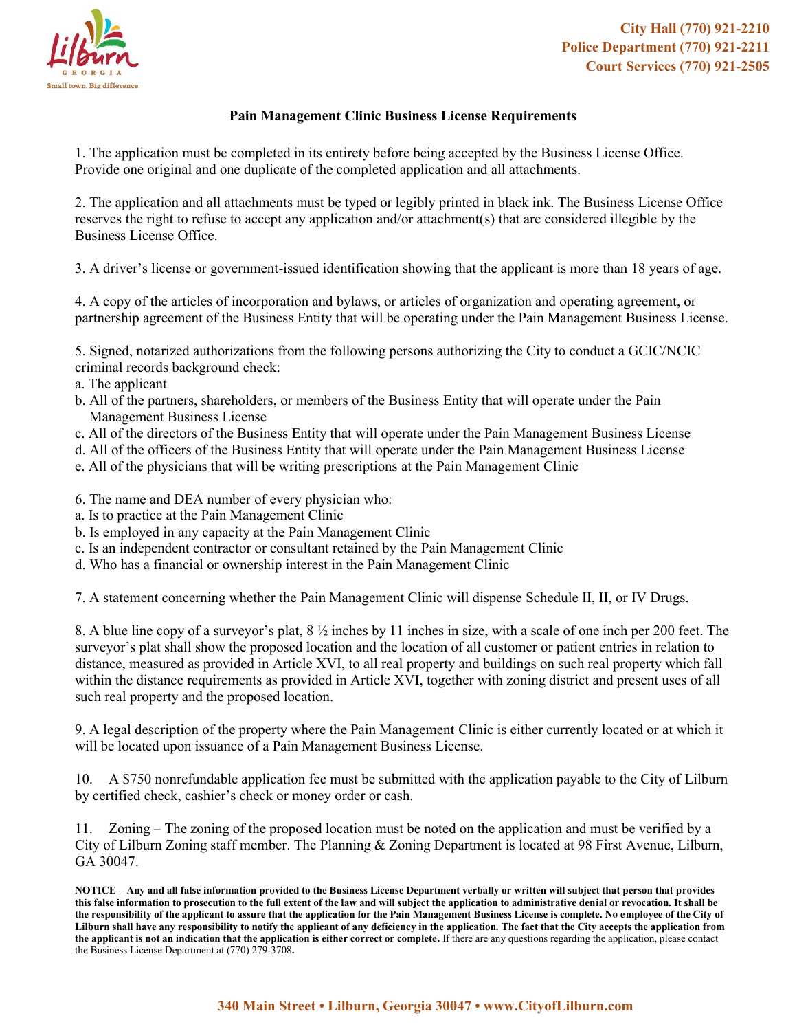City Hall (770) 921-2210
Police Department (770) 921-2211
Court Services (770) 921-2505

## Pain Management Clinic Business License Requirements

1. The application must be completed in its entirety before being accepted by the Business License Office. Provide one original and one duplicate of the completed application and all attachments.

2. The application and all attachments must be typed or legibly printed in black ink. The Business License Office reserves the right to refuse to accept any application and/or attachment(s) that are considered illegible by the Business License Office.

3. A driver's license or government-issued identification showing that the applicant is more than 18 years of age.

4. A copy of the articles of incorporation and bylaws, or articles of organization and operating agreement, or partnership agreement of the Business Entity that will be operating under the Pain Management Business License.

5. Signed, notarized authorizations from the following persons authorizing the City to conduct a GCIC/NCIC criminal records background check:
   a. The applicant
   b. All of the partners, shareholders, or members of the Business Entity that will operate under the Pain Management Business License
   c. All of the directors of the Business Entity that will operate under the Pain Management Business License
   d. All of the officers of the Business Entity that will operate under the Pain Management Business License
   e. All of the physicians that will be writing prescriptions at the Pain Management Clinic

6. The name and DEA number of every physician who:
   a. Is to practice at the Pain Management Clinic
   b. Is employed in any capacity at the Pain Management Clinic
   c. Is an independent contractor or consultant retained by the Pain Management Clinic
   d. Who has a financial or ownership interest in the Pain Management Clinic

7. A statement concerning whether the Pain Management Clinic will dispense Schedule II, II, or IV Drugs.

8. A blue line copy of a surveyor's plat, 8 ½ inches by 11 inches in size, with a scale of one inch per 200 feet. The surveyor's plat shall show the proposed location and the location of all customer or patient entries in relation to distance, measured as provided in Article XVI, to all real property and buildings on such real property which fall within the distance requirements as provided in Article XVI, together with zoning district and present uses of all such real property and the proposed location.

9. A legal description of the property where the Pain Management Clinic is either currently located or at which it will be located upon issuance of a Pain Management Business License.

10. A $750 nonrefundable application fee must be submitted with the application payable to the City of Lilburn by certified check, cashier's check or money order or cash.

11. Zoning – The zoning of the proposed location must be noted on the application and must be verified by a City of Lilburn Zoning staff member. The Planning & Zoning Department is located at 98 First Avenue, Lilburn, GA 30047.

**NOTICE – Any and all false information provided to the Business License Department verbally or written will subject that person that provides this false information to prosecution to the full extent of the law and will subject the application to administrative denial or revocation. It shall be the responsibility of the applicant to assure that the application for the Pain Management Business License is complete. No employee of the City of Lilburn shall have any responsibility to notify the applicant of any deficiency in the application. The fact that the City accepts the application from the applicant is not an indication that the application is either correct or complete.** If there are any questions regarding the application, please contact the Business License Department at (770) 279-3708**.**

340 Main Street • Lilburn, Georgia 30047 • www.CityofLilburn.com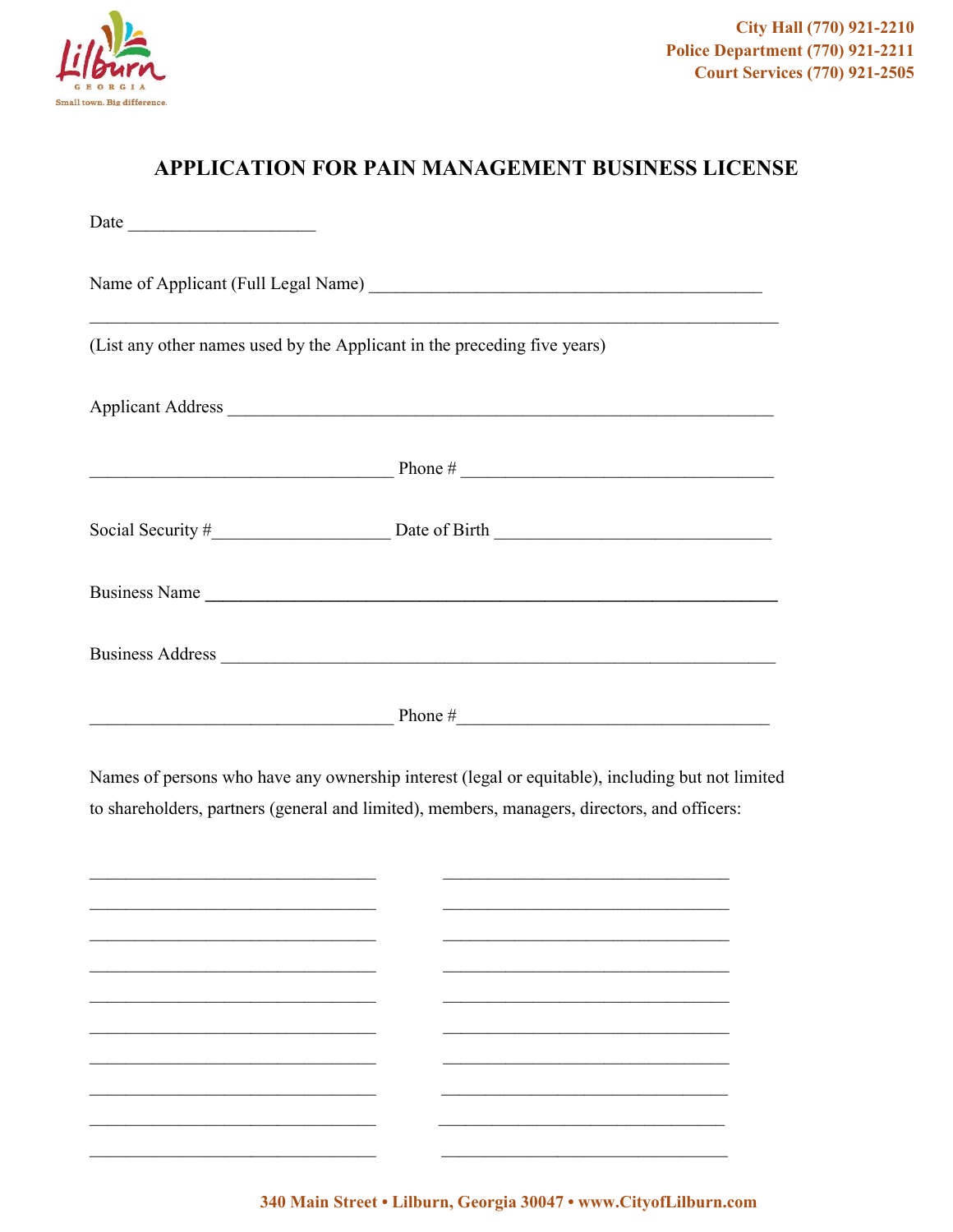City Hall (770) 921-2210
Police Department (770) 921-2211
Court Services (770) 921-2505

# APPLICATION FOR PAIN MANAGEMENT BUSINESS LICENSE

Date _____________________

Name of Applicant (Full Legal Name) ___________________________________________

_____________________________________________________________________________

(List any other names used by the Applicant in the preceding five years)

Applicant Address ____________________________________________________________

_________________________________ Phone # ________________________________

Social Security #___________________ Date of Birth _____________________________

Business Name ______________________________________________________________

Business Address ____________________________________________________________

_________________________________ Phone #________________________________

Names of persons who have any ownership interest (legal or equitable), including but not limited to shareholders, partners (general and limited), members, managers, directors, and officers:

________________________________ ________________________________

________________________________ ________________________________

________________________________ ________________________________

________________________________ ________________________________

________________________________ ________________________________

________________________________ ________________________________

________________________________ ________________________________

________________________________ ________________________________

________________________________ ________________________________

________________________________ ________________________________

340 Main Street • Lilburn, Georgia 30047 • www.CityofLilburn.com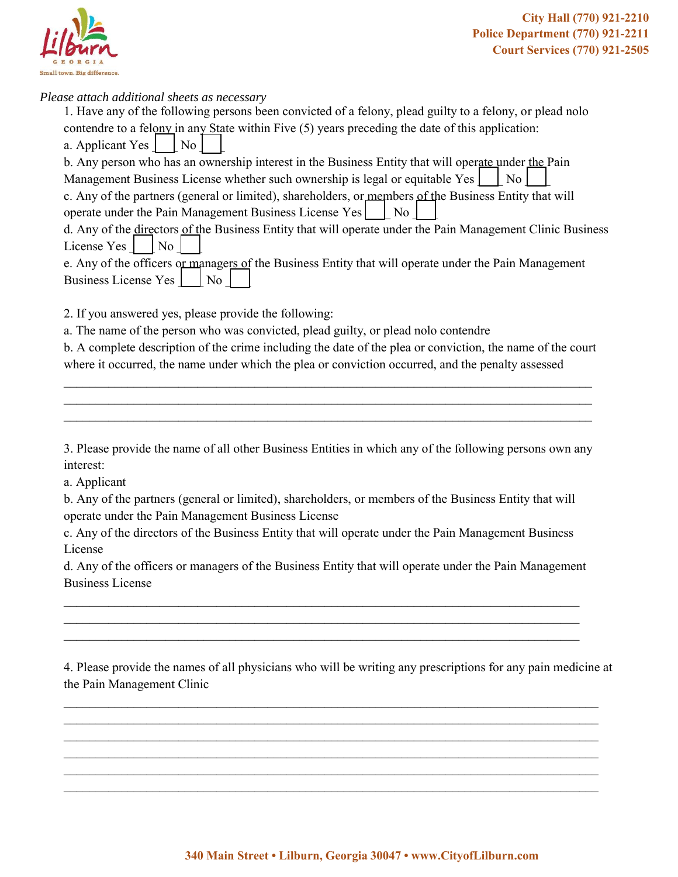*Please attach additional sheets as necessary*

1. Have any of the following persons been convicted of a felony, plead guilty to a felony, or plead nolo contendre to a felony in any State within Five (5) years preceding the date of this application:

a. Applicant Yes ☐ No ☐

b. Any person who has an ownership interest in the Business Entity that will operate under the Pain Management Business License whether such ownership is legal or equitable Yes ☐ No ☐

c. Any of the partners (general or limited), shareholders, or members of the Business Entity that will operate under the Pain Management Business License Yes ☐ No ☐

d. Any of the directors of the Business Entity that will operate under the Pain Management Clinic Business License Yes ☐ No ☐

e. Any of the officers or managers of the Business Entity that will operate under the Pain Management Business License Yes ☐ No ☐

2. If you answered yes, please provide the following:

a. The name of the person who was convicted, plead guilty, or plead nolo contendre

b. A complete description of the crime including the date of the plea or conviction, the name of the court where it occurred, the name under which the plea or conviction occurred, and the penalty assessed

_______________________________________________________________________________

_______________________________________________________________________________

_______________________________________________________________________________

3. Please provide the name of all other Business Entities in which any of the following persons own any interest:

a. Applicant

b. Any of the partners (general or limited), shareholders, or members of the Business Entity that will operate under the Pain Management Business License

c. Any of the directors of the Business Entity that will operate under the Pain Management Business License

d. Any of the officers or managers of the Business Entity that will operate under the Pain Management Business License

_______________________________________________________________________________

_______________________________________________________________________________

_______________________________________________________________________________

4. Please provide the names of all physicians who will be writing any prescriptions for any pain medicine at the Pain Management Clinic

_______________________________________________________________________________

_______________________________________________________________________________

_______________________________________________________________________________

_______________________________________________________________________________

_______________________________________________________________________________

_______________________________________________________________________________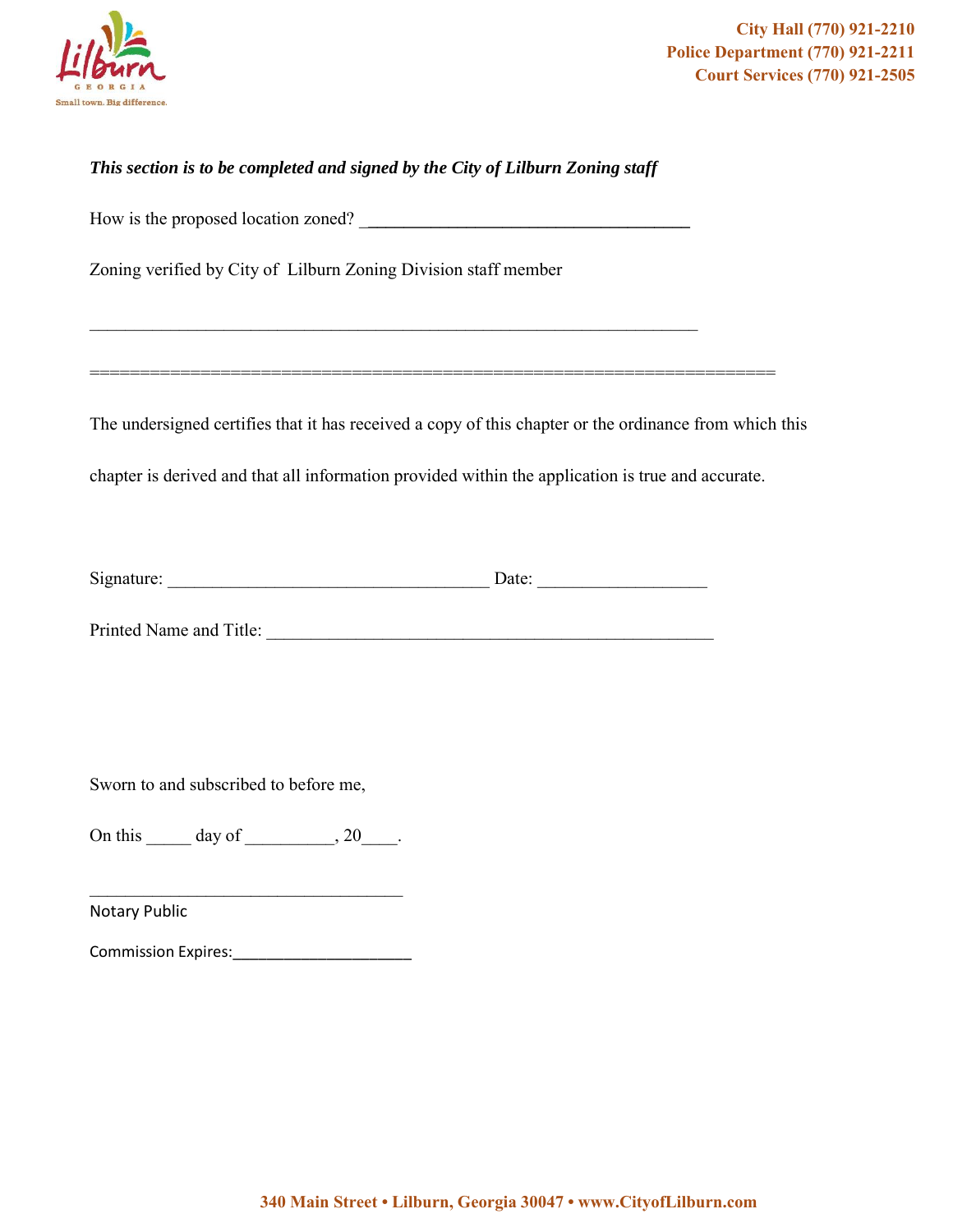*This section is to be completed and signed by the City of Lilburn Zoning staff*

How is the proposed location zoned? ____________________________________

Zoning verified by City of Lilburn Zoning Division staff member

___________________________________________________________________

==================================================================

The undersigned certifies that it has received a copy of this chapter or the ordinance from which this chapter is derived and that all information provided within the application is true and accurate.

Signature: ___________________________________ Date: __________________

Printed Name and Title: __________________________________________________

Sworn to and subscribed to before me,

On this _____ day of __________, 20____.

___________________________________

Notary Public

Commission Expires:_____________________